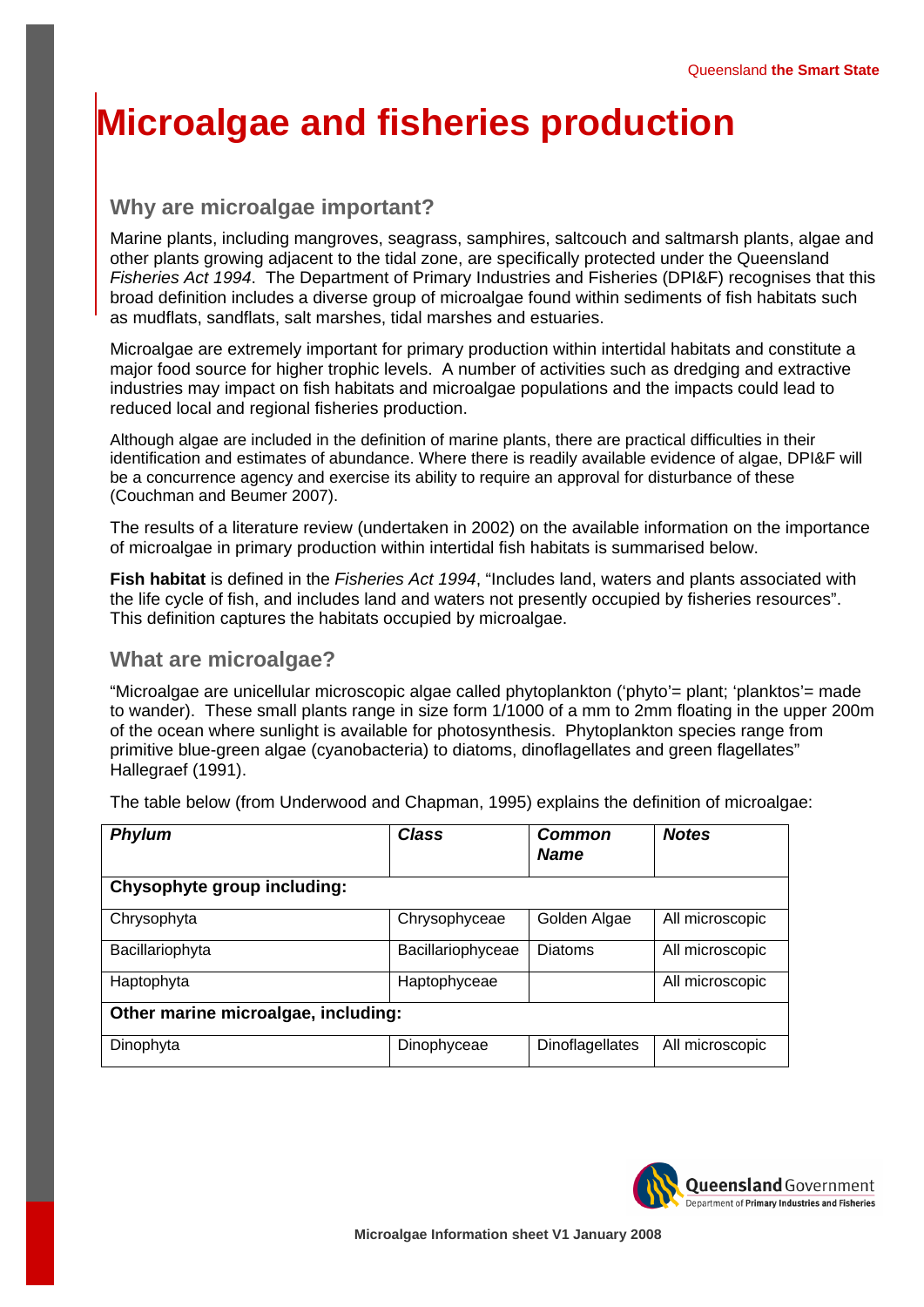# Microalgae and fisheries production

## Why are microalgae important?

Marine plants, including mangroves, seagrass, samphires, saltcouch and saltmarsh plants, algae and other plants growing adjacent to the tidal zone, are specifically protected under the Queensland *Fisheries Act 1994*. The Department of Primary Industries and Fisheries (DPI&F) recognises that this broad definition includes a diverse group of microalgae found within sediments of fish habitats such as mudflats, sandflats, salt marshes, tidal marshes and estuaries.

Microalgae are extremely important for primary production within intertidal habitats and constitute a major food source for higher trophic levels. A number of activities such as dredging and extractive industries may impact on fish habitats and microalgae populations and the impacts could lead to reduced local and regional fisheries production.

Although algae are included in the definition of marine plants, there are practical difficulties in their identification and estimates of abundance. Where there is readily available evidence of algae, DPI&F will be a concurrence agency and exercise its ability to require an approval for disturbance of these (Couchman and Beumer 2007).

The results of a literature review (undertaken in 2002) on the available information on the importance of microalgae in primary production within intertidal fish habitats is summarised below.

**Fish habitat** is defined in the *Fisheries Act 1994*, "Includes land, waters and plants associated with the life cycle of fish, and includes land and waters not presently occupied by fisheries resources". This definition captures the habitats occupied by microalgae.

## What are microalgae?

"Microalgae are unicellular microscopic algae called phytoplankton ('phyto'= plant; 'planktos'= made to wander). These small plants range in size form 1/1000 of a mm to 2mm floating in the upper 200m of the ocean where sunlight is available for photosynthesis. Phytoplankton species range from primitive blue-green algae (cyanobacteria) to diatoms, dinoflagellates and green flagellates" Hallegraef (1991).

The table below (from Underwood and Chapman, 1995) explains the definition of microalgae:

| ***Phylum*** | ***Class*** | ***Common Name*** | ***Notes*** |
|---|---|---|---|
| **Chysophyte group including:** | | | |
| Chrysophyta | Chrysophyceae | Golden Algae | All microscopic |
| Bacillariophyta | Bacillariophyceae | Diatoms | All microscopic |
| Haptophyta | Haptophyceae | | All microscopic |
| **Other marine microalgae, including:** | | | |
| Dinophyta | Dinophyceae | Dinoflagellates | All microscopic |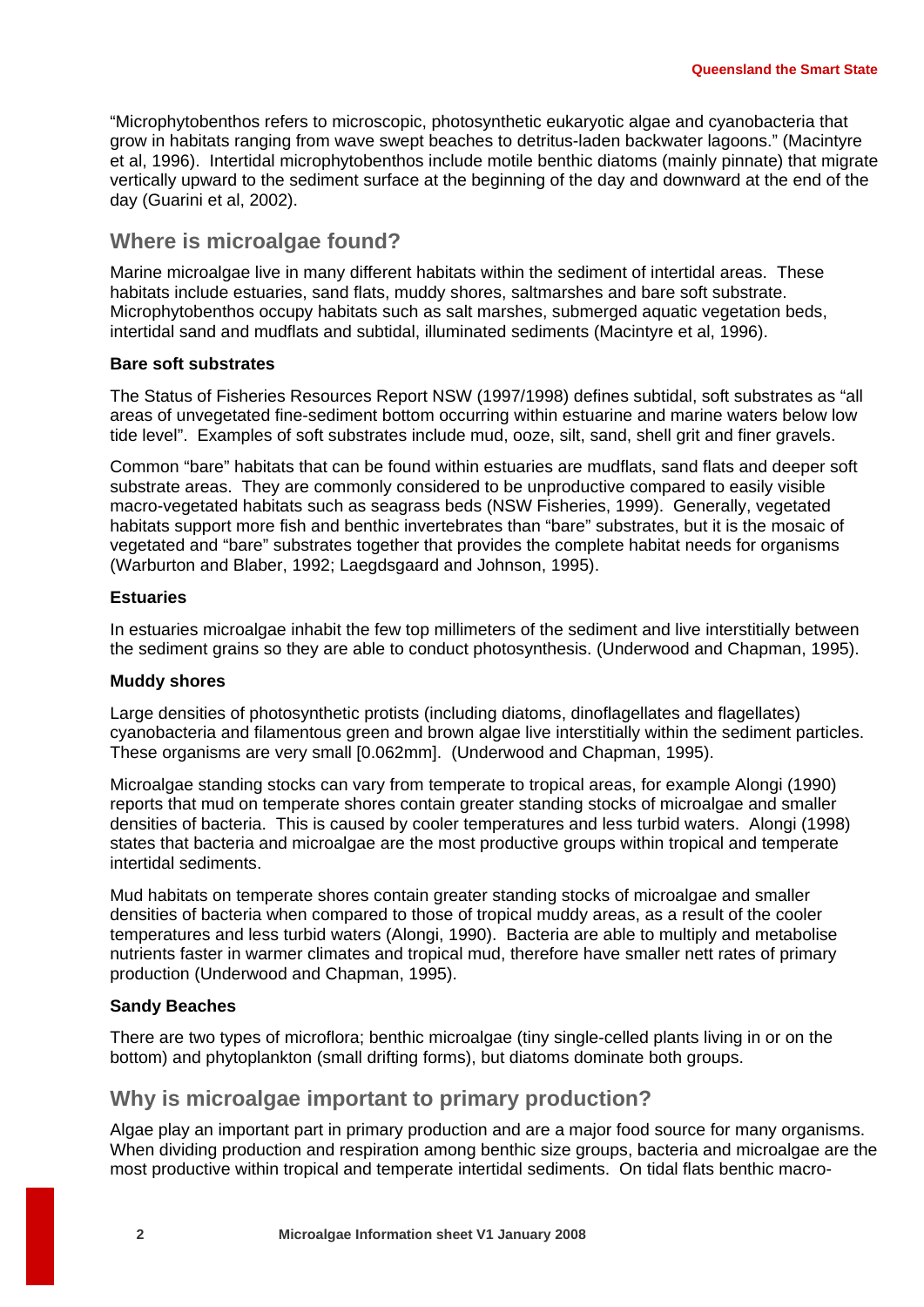"Microphytobenthos refers to microscopic, photosynthetic eukaryotic algae and cyanobacteria that grow in habitats ranging from wave swept beaches to detritus-laden backwater lagoons." (Macintyre et al, 1996). Intertidal microphytobenthos include motile benthic diatoms (mainly pinnate) that migrate vertically upward to the sediment surface at the beginning of the day and downward at the end of the day (Guarini et al, 2002).

## Where is microalgae found?

Marine microalgae live in many different habitats within the sediment of intertidal areas. These habitats include estuaries, sand flats, muddy shores, saltmarshes and bare soft substrate. Microphytobenthos occupy habitats such as salt marshes, submerged aquatic vegetation beds, intertidal sand and mudflats and subtidal, illuminated sediments (Macintyre et al, 1996).

### Bare soft substrates

The Status of Fisheries Resources Report NSW (1997/1998) defines subtidal, soft substrates as "all areas of unvegetated fine-sediment bottom occurring within estuarine and marine waters below low tide level". Examples of soft substrates include mud, ooze, silt, sand, shell grit and finer gravels.

Common "bare" habitats that can be found within estuaries are mudflats, sand flats and deeper soft substrate areas. They are commonly considered to be unproductive compared to easily visible macro-vegetated habitats such as seagrass beds (NSW Fisheries, 1999). Generally, vegetated habitats support more fish and benthic invertebrates than "bare" substrates, but it is the mosaic of vegetated and "bare" substrates together that provides the complete habitat needs for organisms (Warburton and Blaber, 1992; Laegdsgaard and Johnson, 1995).

### Estuaries

In estuaries microalgae inhabit the few top millimeters of the sediment and live interstitially between the sediment grains so they are able to conduct photosynthesis. (Underwood and Chapman, 1995).

### Muddy shores

Large densities of photosynthetic protists (including diatoms, dinoflagellates and flagellates) cyanobacteria and filamentous green and brown algae live interstitially within the sediment particles. These organisms are very small [0.062mm]. (Underwood and Chapman, 1995).

Microalgae standing stocks can vary from temperate to tropical areas, for example Alongi (1990) reports that mud on temperate shores contain greater standing stocks of microalgae and smaller densities of bacteria. This is caused by cooler temperatures and less turbid waters. Alongi (1998) states that bacteria and microalgae are the most productive groups within tropical and temperate intertidal sediments.

Mud habitats on temperate shores contain greater standing stocks of microalgae and smaller densities of bacteria when compared to those of tropical muddy areas, as a result of the cooler temperatures and less turbid waters (Alongi, 1990). Bacteria are able to multiply and metabolise nutrients faster in warmer climates and tropical mud, therefore have smaller nett rates of primary production (Underwood and Chapman, 1995).

### Sandy Beaches

There are two types of microflora; benthic microalgae (tiny single-celled plants living in or on the bottom) and phytoplankton (small drifting forms), but diatoms dominate both groups.

## Why is microalgae important to primary production?

Algae play an important part in primary production and are a major food source for many organisms. When dividing production and respiration among benthic size groups, bacteria and microalgae are the most productive within tropical and temperate intertidal sediments. On tidal flats benthic macro-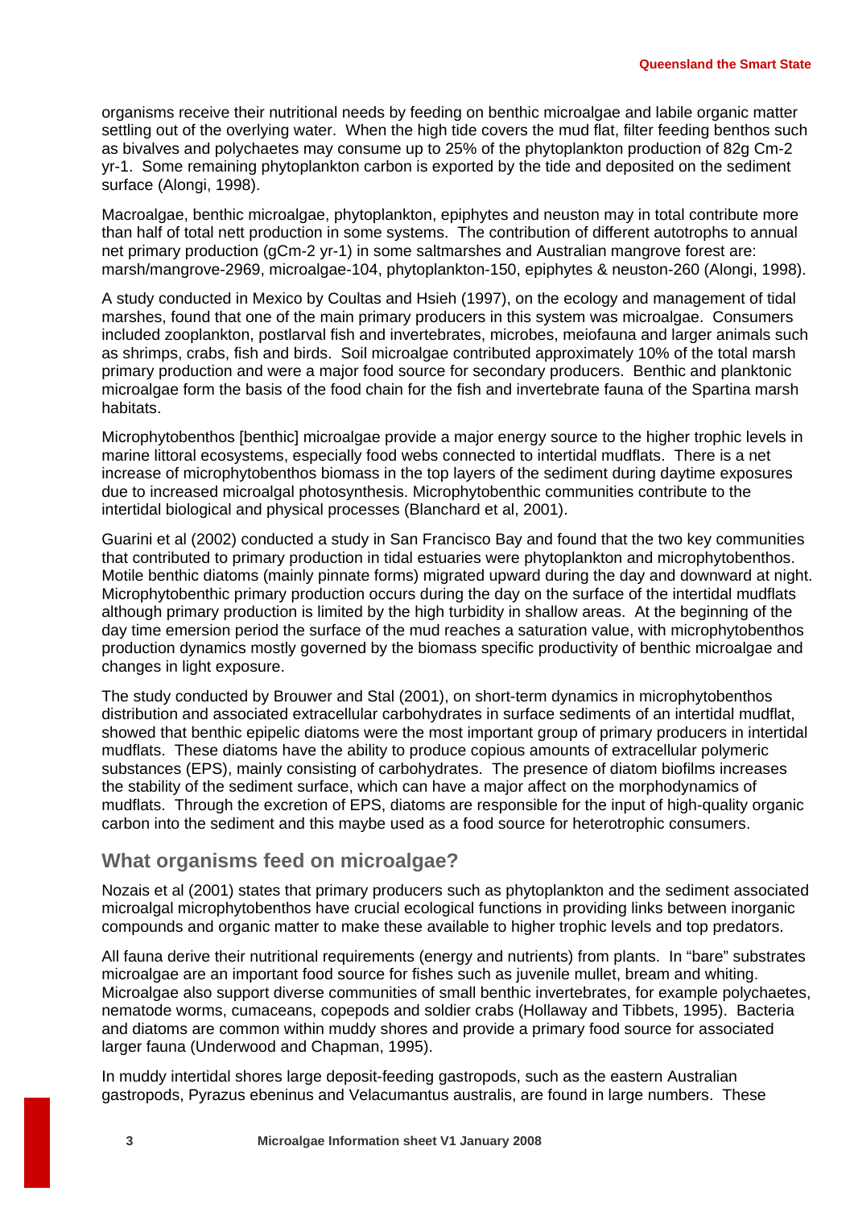organisms receive their nutritional needs by feeding on benthic microalgae and labile organic matter settling out of the overlying water. When the high tide covers the mud flat, filter feeding benthos such as bivalves and polychaetes may consume up to 25% of the phytoplankton production of 82g $Cm^{-2}$ $yr^{-1}$. Some remaining phytoplankton carbon is exported by the tide and deposited on the sediment surface (Alongi, 1998).

Macroalgae, benthic microalgae, phytoplankton, epiphytes and neuston may in total contribute more than half of total nett production in some systems. The contribution of different autotrophs to annual net primary production ($gCm^{-2}$ $yr^{-1}$) in some saltmarshes and Australian mangrove forest are: marsh/mangrove-2969, microalgae-104, phytoplankton-150, epiphytes & neuston-260 (Alongi, 1998).

A study conducted in Mexico by Coultas and Hsieh (1997), on the ecology and management of tidal marshes, found that one of the main primary producers in this system was microalgae. Consumers included zooplankton, postlarval fish and invertebrates, microbes, meiofauna and larger animals such as shrimps, crabs, fish and birds. Soil microalgae contributed approximately 10% of the total marsh primary production and were a major food source for secondary producers. Benthic and planktonic microalgae form the basis of the food chain for the fish and invertebrate fauna of the Spartina marsh habitats.

Microphytobenthos [benthic] microalgae provide a major energy source to the higher trophic levels in marine littoral ecosystems, especially food webs connected to intertidal mudflats. There is a net increase of microphytobenthos biomass in the top layers of the sediment during daytime exposures due to increased microalgal photosynthesis. Microphytobenthic communities contribute to the intertidal biological and physical processes (Blanchard et al, 2001).

Guarini et al (2002) conducted a study in San Francisco Bay and found that the two key communities that contributed to primary production in tidal estuaries were phytoplankton and microphytobenthos. Motile benthic diatoms (mainly pinnate forms) migrated upward during the day and downward at night. Microphytobenthic primary production occurs during the day on the surface of the intertidal mudflats although primary production is limited by the high turbidity in shallow areas. At the beginning of the day time emersion period the surface of the mud reaches a saturation value, with microphytobenthos production dynamics mostly governed by the biomass specific productivity of benthic microalgae and changes in light exposure.

The study conducted by Brouwer and Stal (2001), on short-term dynamics in microphytobenthos distribution and associated extracellular carbohydrates in surface sediments of an intertidal mudflat, showed that benthic epipelic diatoms were the most important group of primary producers in intertidal mudflats. These diatoms have the ability to produce copious amounts of extracellular polymeric substances (EPS), mainly consisting of carbohydrates. The presence of diatom biofilms increases the stability of the sediment surface, which can have a major affect on the morphodynamics of mudflats. Through the excretion of EPS, diatoms are responsible for the input of high-quality organic carbon into the sediment and this maybe used as a food source for heterotrophic consumers.

## What organisms feed on microalgae?

Nozais et al (2001) states that primary producers such as phytoplankton and the sediment associated microalgal microphytobenthos have crucial ecological functions in providing links between inorganic compounds and organic matter to make these available to higher trophic levels and top predators.

All fauna derive their nutritional requirements (energy and nutrients) from plants. In "bare" substrates microalgae are an important food source for fishes such as juvenile mullet, bream and whiting. Microalgae also support diverse communities of small benthic invertebrates, for example polychaetes, nematode worms, cumaceans, copepods and soldier crabs (Hollaway and Tibbets, 1995). Bacteria and diatoms are common within muddy shores and provide a primary food source for associated larger fauna (Underwood and Chapman, 1995).

In muddy intertidal shores large deposit-feeding gastropods, such as the eastern Australian gastropods, Pyrazus ebeninus and Velacumantus australis, are found in large numbers. These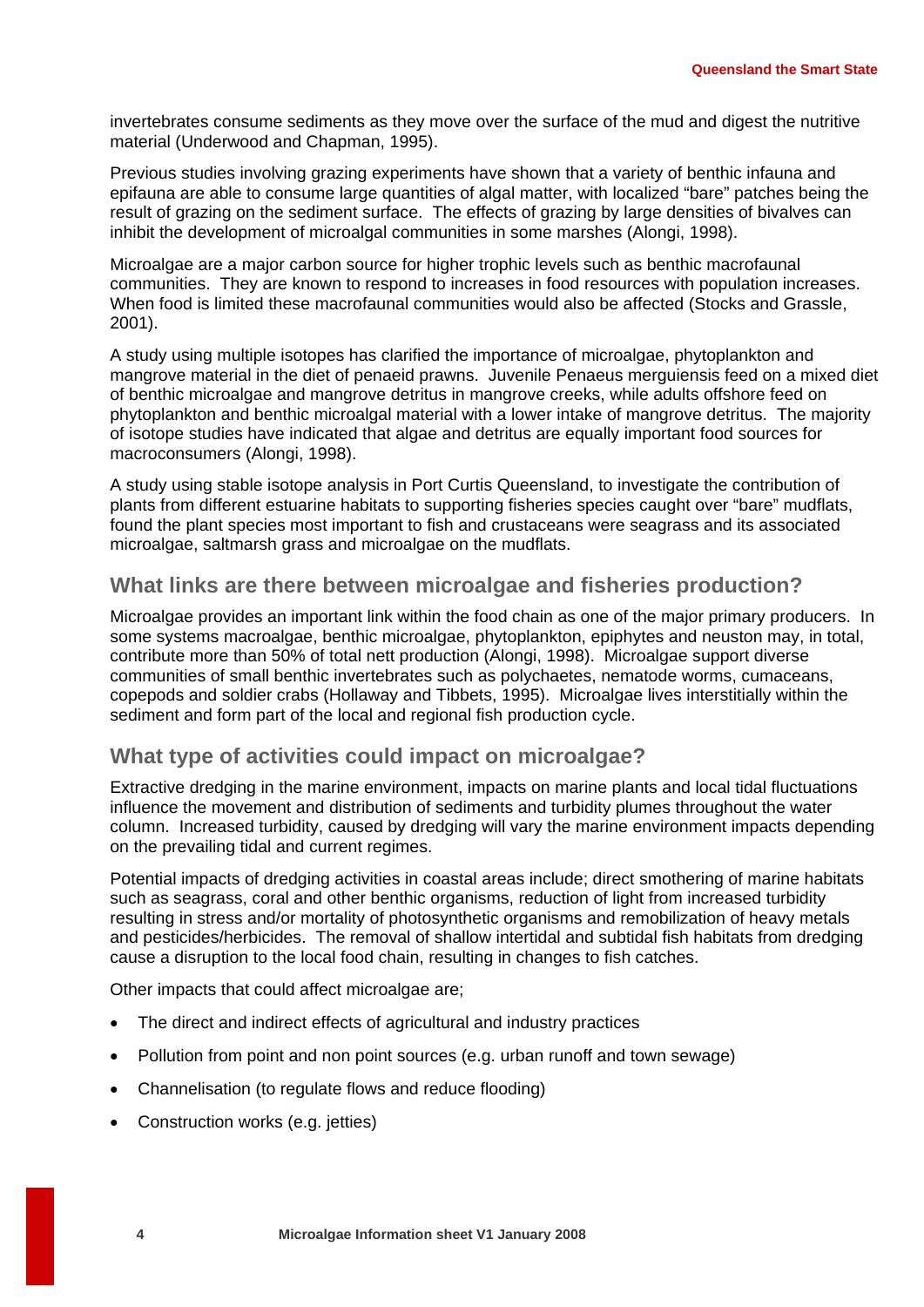invertebrates consume sediments as they move over the surface of the mud and digest the nutritive material (Underwood and Chapman, 1995).

Previous studies involving grazing experiments have shown that a variety of benthic infauna and epifauna are able to consume large quantities of algal matter, with localized "bare" patches being the result of grazing on the sediment surface. The effects of grazing by large densities of bivalves can inhibit the development of microalgal communities in some marshes (Alongi, 1998).

Microalgae are a major carbon source for higher trophic levels such as benthic macrofaunal communities. They are known to respond to increases in food resources with population increases. When food is limited these macrofaunal communities would also be affected (Stocks and Grassle, 2001).

A study using multiple isotopes has clarified the importance of microalgae, phytoplankton and mangrove material in the diet of penaeid prawns. Juvenile Penaeus merguiensis feed on a mixed diet of benthic microalgae and mangrove detritus in mangrove creeks, while adults offshore feed on phytoplankton and benthic microalgal material with a lower intake of mangrove detritus. The majority of isotope studies have indicated that algae and detritus are equally important food sources for macroconsumers (Alongi, 1998).

A study using stable isotope analysis in Port Curtis Queensland, to investigate the contribution of plants from different estuarine habitats to supporting fisheries species caught over "bare" mudflats, found the plant species most important to fish and crustaceans were seagrass and its associated microalgae, saltmarsh grass and microalgae on the mudflats.

## What links are there between microalgae and fisheries production?

Microalgae provides an important link within the food chain as one of the major primary producers. In some systems macroalgae, benthic microalgae, phytoplankton, epiphytes and neuston may, in total, contribute more than 50% of total nett production (Alongi, 1998). Microalgae support diverse communities of small benthic invertebrates such as polychaetes, nematode worms, cumaceans, copepods and soldier crabs (Hollaway and Tibbets, 1995). Microalgae lives interstitially within the sediment and form part of the local and regional fish production cycle.

## What type of activities could impact on microalgae?

Extractive dredging in the marine environment, impacts on marine plants and local tidal fluctuations influence the movement and distribution of sediments and turbidity plumes throughout the water column. Increased turbidity, caused by dredging will vary the marine environment impacts depending on the prevailing tidal and current regimes.

Potential impacts of dredging activities in coastal areas include; direct smothering of marine habitats such as seagrass, coral and other benthic organisms, reduction of light from increased turbidity resulting in stress and/or mortality of photosynthetic organisms and remobilization of heavy metals and pesticides/herbicides. The removal of shallow intertidal and subtidal fish habitats from dredging cause a disruption to the local food chain, resulting in changes to fish catches.

Other impacts that could affect microalgae are;

- The direct and indirect effects of agricultural and industry practices
- Pollution from point and non point sources (e.g. urban runoff and town sewage)
- Channelisation (to regulate flows and reduce flooding)
- Construction works (e.g. jetties)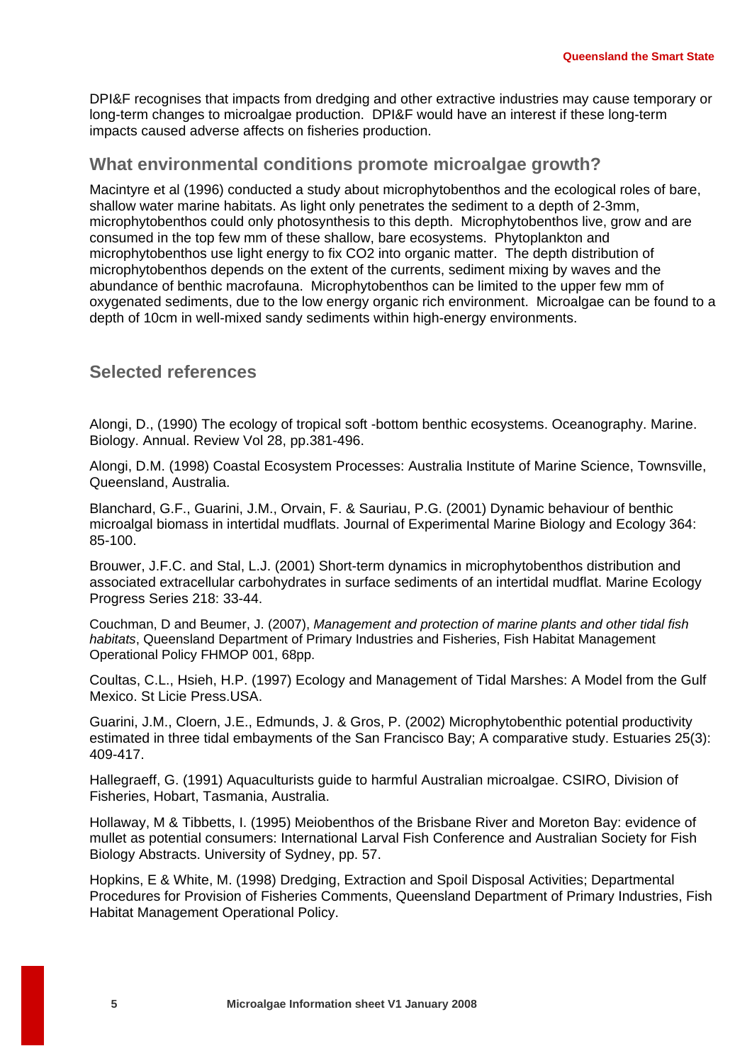DPI&F recognises that impacts from dredging and other extractive industries may cause temporary or long-term changes to microalgae production. DPI&F would have an interest if these long-term impacts caused adverse affects on fisheries production.

## What environmental conditions promote microalgae growth?

Macintyre et al (1996) conducted a study about microphytobenthos and the ecological roles of bare, shallow water marine habitats. As light only penetrates the sediment to a depth of 2-3mm, microphytobenthos could only photosynthesis to this depth. Microphytobenthos live, grow and are consumed in the top few mm of these shallow, bare ecosystems. Phytoplankton and microphytobenthos use light energy to fix $CO_2$ into organic matter. The depth distribution of microphytobenthos depends on the extent of the currents, sediment mixing by waves and the abundance of benthic macrofauna. Microphytobenthos can be limited to the upper few mm of oxygenated sediments, due to the low energy organic rich environment. Microalgae can be found to a depth of 10cm in well-mixed sandy sediments within high-energy environments.

## Selected references

Alongi, D., (1990) The ecology of tropical soft -bottom benthic ecosystems. Oceanography. Marine. Biology. Annual. Review Vol 28, pp.381-496.

Alongi, D.M. (1998) Coastal Ecosystem Processes: Australia Institute of Marine Science, Townsville, Queensland, Australia.

Blanchard, G.F., Guarini, J.M., Orvain, F. & Sauriau, P.G. (2001) Dynamic behaviour of benthic microalgal biomass in intertidal mudflats. Journal of Experimental Marine Biology and Ecology 364: 85-100.

Brouwer, J.F.C. and Stal, L.J. (2001) Short-term dynamics in microphytobenthos distribution and associated extracellular carbohydrates in surface sediments of an intertidal mudflat. Marine Ecology Progress Series 218: 33-44.

Couchman, D and Beumer, J. (2007), *Management and protection of marine plants and other tidal fish habitats*, Queensland Department of Primary Industries and Fisheries, Fish Habitat Management Operational Policy FHMOP 001, 68pp.

Coultas, C.L., Hsieh, H.P. (1997) Ecology and Management of Tidal Marshes: A Model from the Gulf Mexico. St Licie Press.USA.

Guarini, J.M., Cloern, J.E., Edmunds, J. & Gros, P. (2002) Microphytobenthic potential productivity estimated in three tidal embayments of the San Francisco Bay; A comparative study. Estuaries 25(3): 409-417.

Hallegraeff, G. (1991) Aquaculturists guide to harmful Australian microalgae. CSIRO, Division of Fisheries, Hobart, Tasmania, Australia.

Hollaway, M & Tibbetts, I. (1995) Meiobenthos of the Brisbane River and Moreton Bay: evidence of mullet as potential consumers: International Larval Fish Conference and Australian Society for Fish Biology Abstracts. University of Sydney, pp. 57.

Hopkins, E & White, M. (1998) Dredging, Extraction and Spoil Disposal Activities; Departmental Procedures for Provision of Fisheries Comments, Queensland Department of Primary Industries, Fish Habitat Management Operational Policy.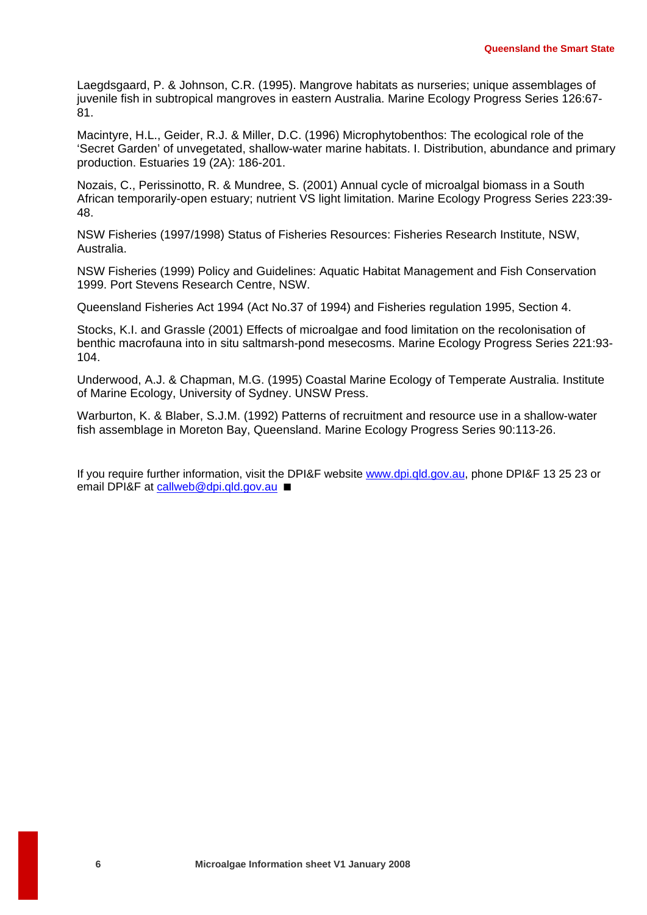Laegdsgaard, P. & Johnson, C.R. (1995). Mangrove habitats as nurseries; unique assemblages of juvenile fish in subtropical mangroves in eastern Australia. Marine Ecology Progress Series 126:67-81.

Macintyre, H.L., Geider, R.J. & Miller, D.C. (1996) Microphytobenthos: The ecological role of the 'Secret Garden' of unvegetated, shallow-water marine habitats. I. Distribution, abundance and primary production. Estuaries 19 (2A): 186-201.

Nozais, C., Perissinotto, R. & Mundree, S. (2001) Annual cycle of microalgal biomass in a South African temporarily-open estuary; nutrient VS light limitation. Marine Ecology Progress Series 223:39-48.

NSW Fisheries (1997/1998) Status of Fisheries Resources: Fisheries Research Institute, NSW, Australia.

NSW Fisheries (1999) Policy and Guidelines: Aquatic Habitat Management and Fish Conservation 1999. Port Stevens Research Centre, NSW.

Queensland Fisheries Act 1994 (Act No.37 of 1994) and Fisheries regulation 1995, Section 4.

Stocks, K.I. and Grassle (2001) Effects of microalgae and food limitation on the recolonisation of benthic macrofauna into in situ saltmarsh-pond mesecosms. Marine Ecology Progress Series 221:93-104.

Underwood, A.J. & Chapman, M.G. (1995) Coastal Marine Ecology of Temperate Australia. Institute of Marine Ecology, University of Sydney. UNSW Press.

Warburton, K. & Blaber, S.J.M. (1992) Patterns of recruitment and resource use in a shallow-water fish assemblage in Moreton Bay, Queensland. Marine Ecology Progress Series 90:113-26.

If you require further information, visit the DPI&F website www.dpi.qld.gov.au, phone DPI&F 13 25 23 or email DPI&F at callweb@dpi.qld.gov.au ■